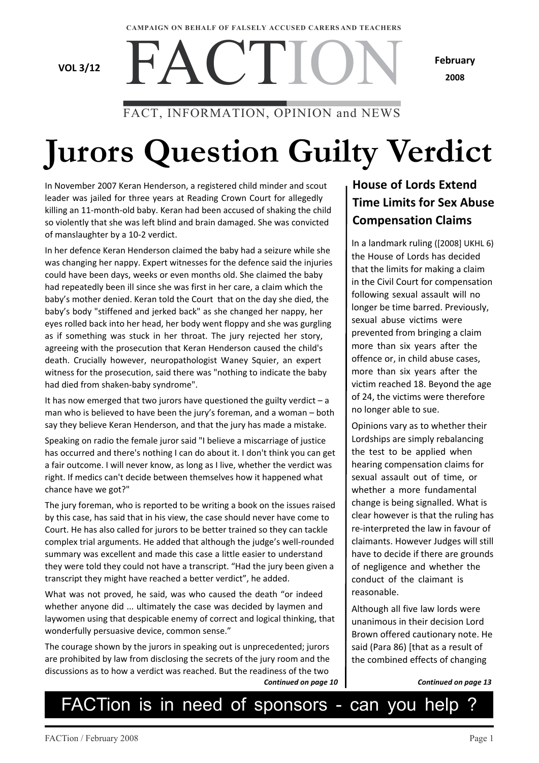CAMPAIGN ON BEHALF OF FALSELY ACCUSED CARERS AND TEACHERS

VOL 3/12

# FACTION

February 2008

FACT, INFORMATION, OPINION and NEWS

# Jurors Question Guilty Verdict

In November 2007 Keran Henderson, a registered child minder and scout leader was jailed for three years at Reading Crown Court for allegedly killing an 11-month-old baby. Keran had been accused of shaking the child so violently that she was left blind and brain damaged. She was convicted of manslaughter by a 10-2 verdict.

In her defence Keran Henderson claimed the baby had a seizure while she was changing her nappy. Expert witnesses for the defence said the injuries could have been days, weeks or even months old. She claimed the baby had repeatedly been ill since she was first in her care, a claim which the baby's mother denied. Keran told the Court that on the day she died, the baby's body "stiffened and jerked back" as she changed her nappy, her eyes rolled back into her head, her body went floppy and she was gurgling as if something was stuck in her throat. The jury rejected her story, agreeing with the prosecution that Keran Henderson caused the child's death. Crucially however, neuropathologist Waney Squier, an expert witness for the prosecution, said there was "nothing to indicate the baby had died from shaken-baby syndrome".

It has now emerged that two jurors have questioned the guilty verdict – a man who is believed to have been the jury's foreman, and a woman – both say they believe Keran Henderson, and that the jury has made a mistake.

Speaking on radio the female juror said "I believe a miscarriage of justice has occurred and there's nothing I can do about it. I don't think you can get a fair outcome. I will never know, as long as I live, whether the verdict was right. If medics can't decide between themselves how it happened what chance have we got?"

The jury foreman, who is reported to be writing a book on the issues raised by this case, has said that in his view, the case should never have come to Court. He has also called for jurors to be better trained so they can tackle complex trial arguments. He added that although the judge's well-rounded summary was excellent and made this case a little easier to understand they were told they could not have a transcript. "Had the jury been given a transcript they might have reached a better verdict", he added.

What was not proved, he said, was who caused the death "or indeed whether anyone did ... ultimately the case was decided by laymen and laywomen using that despicable enemy of correct and logical thinking, that wonderfully persuasive device, common sense."

The courage shown by the jurors in speaking out is unprecedented; jurors are prohibited by law from disclosing the secrets of the jury room and the discussions as to how a verdict was reached. But the readiness of the two

*Continued on page 10*

## House of Lords Extend Time Limits for Sex Abuse Compensation Claims

In a landmark ruling ([2008] UKHL 6) the House of Lords has decided that the limits for making a claim in the Civil Court for compensation following sexual assault will no longer be time barred. Previously, sexual abuse victims were prevented from bringing a claim more than six years after the offence or, in child abuse cases, more than six years after the victim reached 18. Beyond the age of 24, the victims were therefore no longer able to sue.

Opinions vary as to whether their Lordships are simply rebalancing the test to be applied when hearing compensation claims for sexual assault out of time, or whether a more fundamental change is being signalled. What is clear however is that the ruling has re-interpreted the law in favour of claimants. However Judges will still have to decide if there are grounds of negligence and whether the conduct of the claimant is reasonable.

Although all five law lords were unanimous in their decision Lord Brown offered cautionary note. He said (Para 86) [that as a result of the combined effects of changing

*Continued on page 13*

**FACTion is in need of sponsors - can you help ?**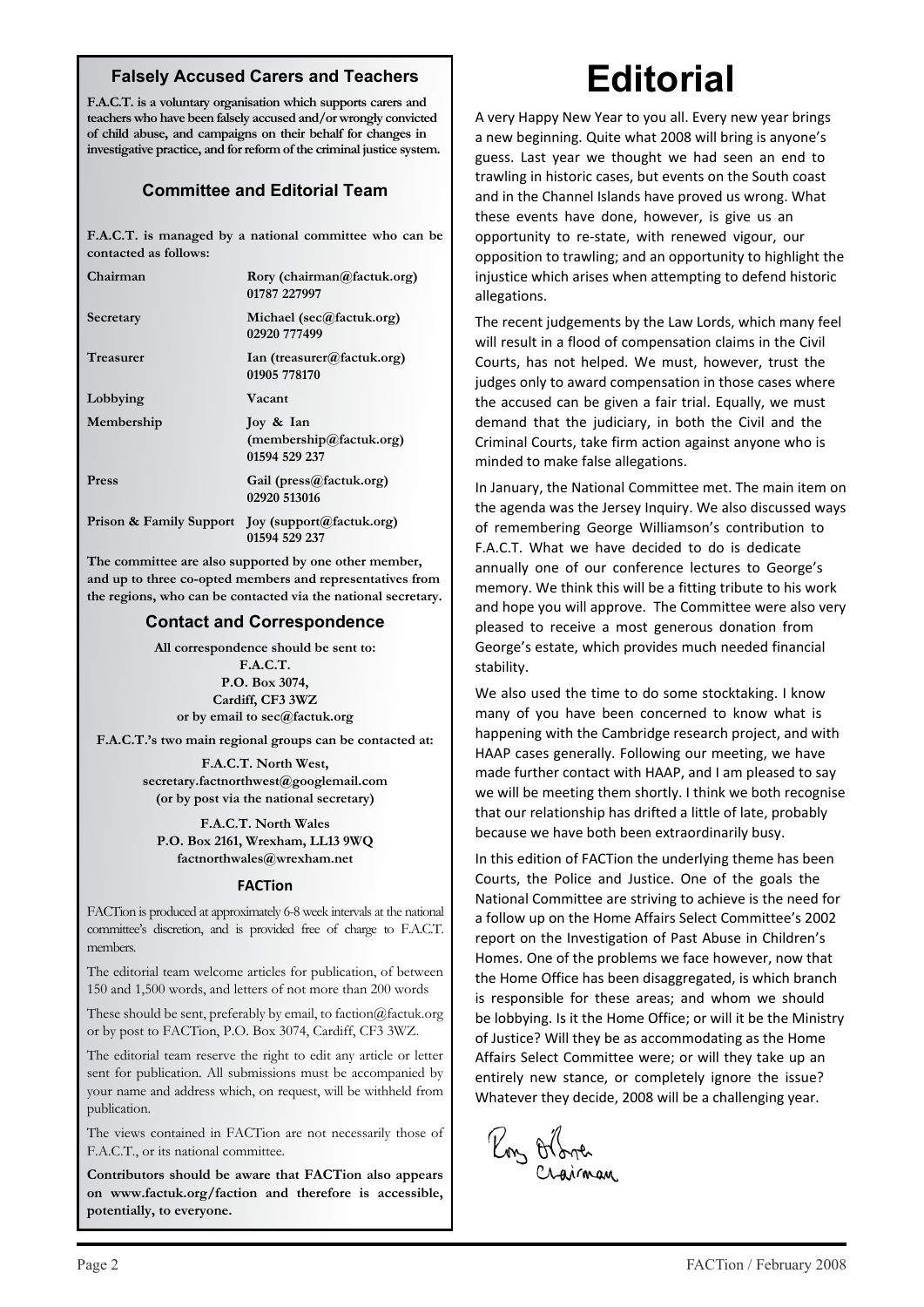## Falsely Accused Carers and Teachers

**F.A.C.T. is a voluntary organisation which supports carers and teachers who have been falsely accused and/or wrongly convicted of child abuse, and campaigns on their behalf for changes in investigative practice, and for reform of the criminal justice system.**

### Committee and Editorial Team

**F.A.C.T. is managed by a national committee who can be contacted as follows:**

| | |
|---|---|
| **Chairman** | **Rory (chairman@factuk.org) 01787 227997** |
| **Secretary** | **Michael (sec@factuk.org) 02920 777499** |
| **Treasurer** | **Ian (treasurer@factuk.org) 01905 778170** |
| **Lobbying** | **Vacant** |
| **Membership** | **Joy & Ian (membership@factuk.org) 01594 529 237** |
| **Press** | **Gail (press@factuk.org) 02920 513016** |
| **Prison & Family Support** | **Joy (support@factuk.org) 01594 529 237** |

**The committee are also supported by one other member, and up to three co-opted members and representatives from the regions, who can be contacted via the national secretary.**

### Contact and Correspondence

**All correspondence should be sent to:**
**F.A.C.T.**
**P.O. Box 3074,**
**Cardiff, CF3 3WZ**
**or by email to sec@factuk.org**

**F.A.C.T.'s two main regional groups can be contacted at:**

**F.A.C.T. North West,**
**secretary.factnorthwest@googlemail.com**
**(or by post via the national secretary)**

**F.A.C.T. North Wales**
**P.O. Box 2161, Wrexham, LL13 9WQ**
**factnorthwales@wrexham.net**

### FACTion

FACTion is produced at approximately 6-8 week intervals at the national committee's discretion, and is provided free of charge to F.A.C.T. members.

The editorial team welcome articles for publication, of between 150 and 1,500 words, and letters of not more than 200 words

These should be sent, preferably by email, to faction@factuk.org or by post to FACTion, P.O. Box 3074, Cardiff, CF3 3WZ.

The editorial team reserve the right to edit any article or letter sent for publication. All submissions must be accompanied by your name and address which, on request, will be withheld from publication.

The views contained in FACTion are not necessarily those of F.A.C.T., or its national committee.

**Contributors should be aware that FACTion also appears on www.factuk.org/faction and therefore is accessible, potentially, to everyone.**

# Editorial

A very Happy New Year to you all. Every new year brings a new beginning. Quite what 2008 will bring is anyone's guess. Last year we thought we had seen an end to trawling in historic cases, but events on the South coast and in the Channel Islands have proved us wrong. What these events have done, however, is give us an opportunity to re-state, with renewed vigour, our opposition to trawling; and an opportunity to highlight the injustice which arises when attempting to defend historic allegations.

The recent judgements by the Law Lords, which many feel will result in a flood of compensation claims in the Civil Courts, has not helped. We must, however, trust the judges only to award compensation in those cases where the accused can be given a fair trial. Equally, we must demand that the judiciary, in both the Civil and the Criminal Courts, take firm action against anyone who is minded to make false allegations.

In January, the National Committee met. The main item on the agenda was the Jersey Inquiry. We also discussed ways of remembering George Williamson's contribution to F.A.C.T. What we have decided to do is dedicate annually one of our conference lectures to George's memory. We think this will be a fitting tribute to his work and hope you will approve. The Committee were also very pleased to receive a most generous donation from George's estate, which provides much needed financial stability.

We also used the time to do some stocktaking. I know many of you have been concerned to know what is happening with the Cambridge research project, and with HAAP cases generally. Following our meeting, we have made further contact with HAAP, and I am pleased to say we will be meeting them shortly. I think we both recognise that our relationship has drifted a little of late, probably because we have both been extraordinarily busy.

In this edition of FACTion the underlying theme has been Courts, the Police and Justice. One of the goals the National Committee are striving to achieve is the need for a follow up on the Home Affairs Select Committee's 2002 report on the Investigation of Past Abuse in Children's Homes. One of the problems we face however, now that the Home Office has been disaggregated, is which branch is responsible for these areas; and whom we should be lobbying. Is it the Home Office; or will it be the Ministry of Justice? Will they be as accommodating as the Home Affairs Select Committee were; or will they take up an entirely new stance, or completely ignore the issue? Whatever they decide, 2008 will be a challenging year.

Rory O'Brien
Chairman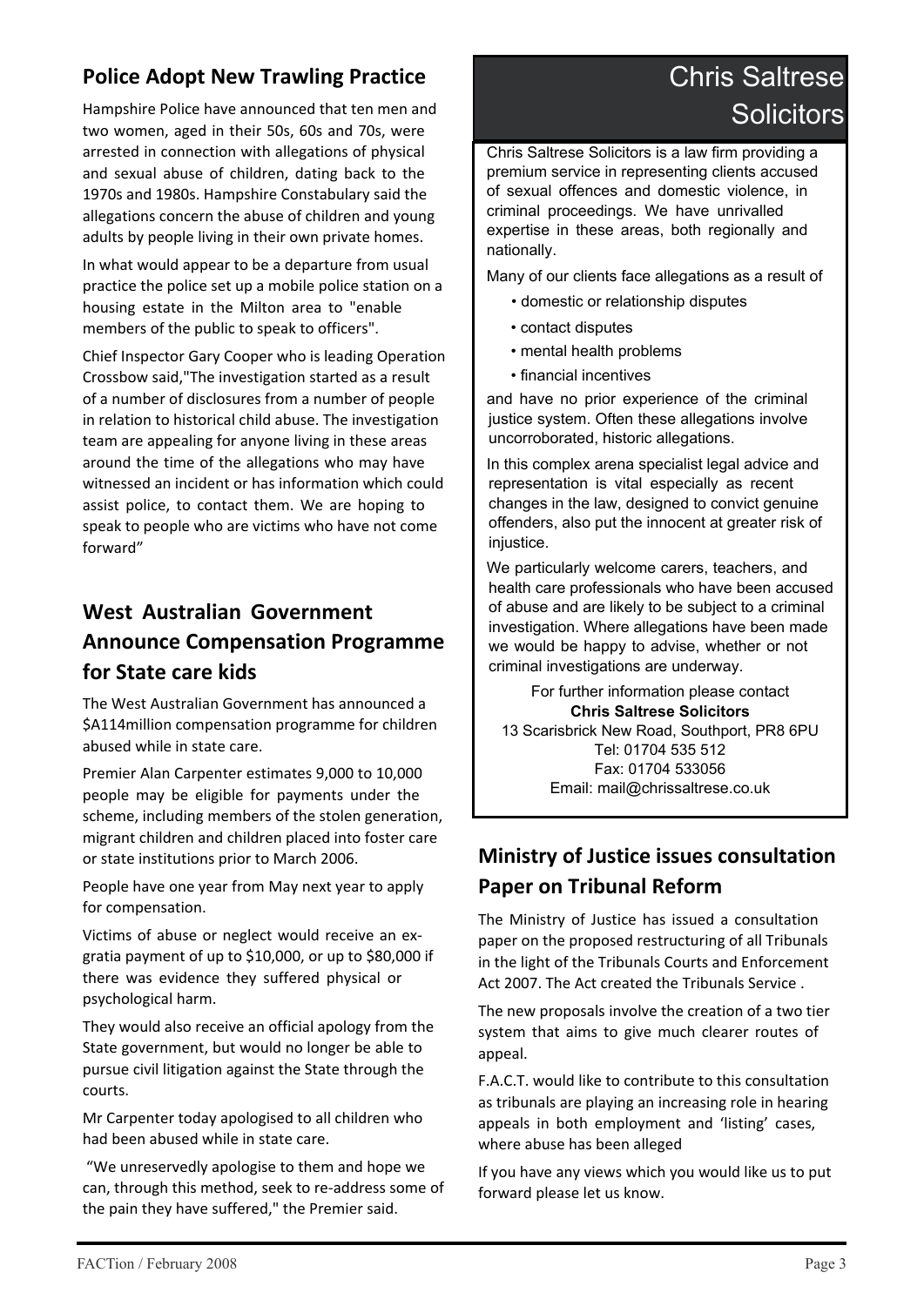## Police Adopt New Trawling Practice

Hampshire Police have announced that ten men and two women, aged in their 50s, 60s and 70s, were arrested in connection with allegations of physical and sexual abuse of children, dating back to the 1970s and 1980s. Hampshire Constabulary said the allegations concern the abuse of children and young adults by people living in their own private homes.

In what would appear to be a departure from usual practice the police set up a mobile police station on a housing estate in the Milton area to "enable members of the public to speak to officers".

Chief Inspector Gary Cooper who is leading Operation Crossbow said,"The investigation started as a result of a number of disclosures from a number of people in relation to historical child abuse. The investigation team are appealing for anyone living in these areas around the time of the allegations who may have witnessed an incident or has information which could assist police, to contact them. We are hoping to speak to people who are victims who have not come forward"

## West Australian Government Announce Compensation Programme for State care kids

The West Australian Government has announced a $A114million compensation programme for children abused while in state care.

Premier Alan Carpenter estimates 9,000 to 10,000 people may be eligible for payments under the scheme, including members of the stolen generation, migrant children and children placed into foster care or state institutions prior to March 2006.

People have one year from May next year to apply for compensation.

Victims of abuse or neglect would receive an ex-gratia payment of up to $10,000, or up to $80,000 if there was evidence they suffered physical or psychological harm.

They would also receive an official apology from the State government, but would no longer be able to pursue civil litigation against the State through the courts.

Mr Carpenter today apologised to all children who had been abused while in state care.

"We unreservedly apologise to them and hope we can, through this method, seek to re-address some of the pain they have suffered," the Premier said.

## Chris Saltrese Solicitors

Chris Saltrese Solicitors is a law firm providing a premium service in representing clients accused of sexual offences and domestic violence, in criminal proceedings. We have unrivalled expertise in these areas, both regionally and nationally.

Many of our clients face allegations as a result of

- domestic or relationship disputes
- contact disputes
- mental health problems
- financial incentives

and have no prior experience of the criminal justice system. Often these allegations involve uncorroborated, historic allegations.

In this complex arena specialist legal advice and representation is vital especially as recent changes in the law, designed to convict genuine offenders, also put the innocent at greater risk of injustice.

We particularly welcome carers, teachers, and health care professionals who have been accused of abuse and are likely to be subject to a criminal investigation. Where allegations have been made we would be happy to advise, whether or not criminal investigations are underway.

For further information please contact
**Chris Saltrese Solicitors**
13 Scarisbrick New Road, Southport, PR8 6PU
Tel: 01704 535 512
Fax: 01704 533056
Email: mail@chrissaltrese.co.uk

## Ministry of Justice issues consultation Paper on Tribunal Reform

The Ministry of Justice has issued a consultation paper on the proposed restructuring of all Tribunals in the light of the Tribunals Courts and Enforcement Act 2007. The Act created the Tribunals Service .

The new proposals involve the creation of a two tier system that aims to give much clearer routes of appeal.

F.A.C.T. would like to contribute to this consultation as tribunals are playing an increasing role in hearing appeals in both employment and 'listing' cases, where abuse has been alleged

If you have any views which you would like us to put forward please let us know.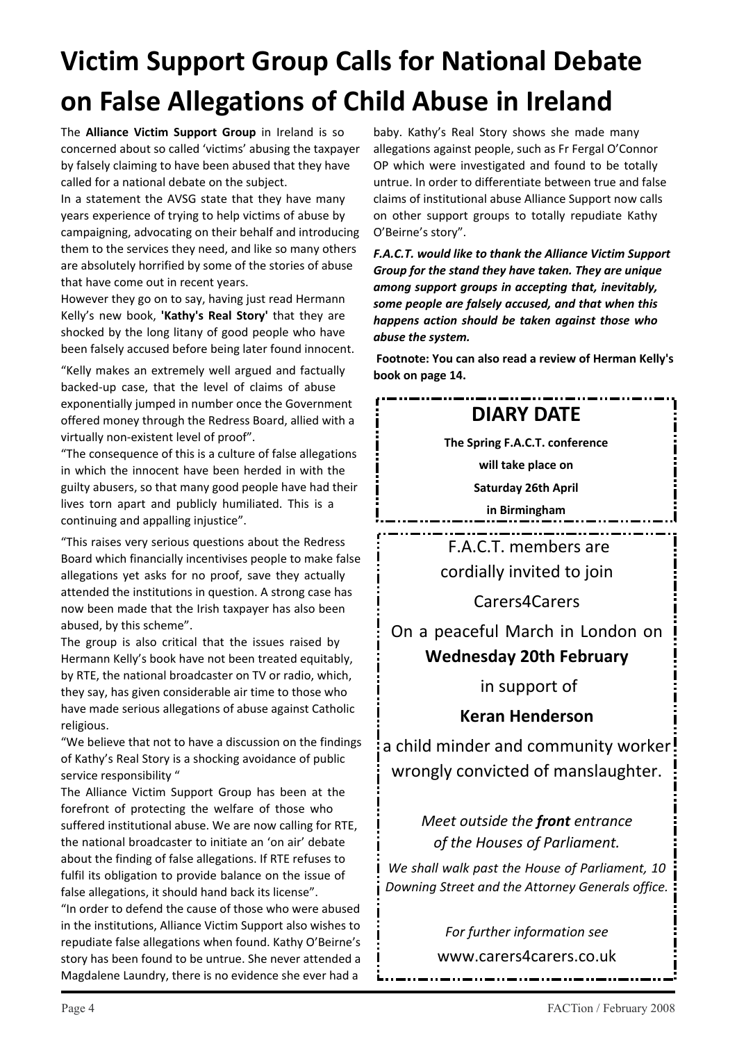# Victim Support Group Calls for National Debate on False Allegations of Child Abuse in Ireland

The **Alliance Victim Support Group** in Ireland is so concerned about so called 'victims' abusing the taxpayer by falsely claiming to have been abused that they have called for a national debate on the subject.

In a statement the AVSG state that they have many years experience of trying to help victims of abuse by campaigning, advocating on their behalf and introducing them to the services they need, and like so many others are absolutely horrified by some of the stories of abuse that have come out in recent years.

However they go on to say, having just read Hermann Kelly's new book, **'Kathy's Real Story'** that they are shocked by the long litany of good people who have been falsely accused before being later found innocent.

"Kelly makes an extremely well argued and factually backed-up case, that the level of claims of abuse exponentially jumped in number once the Government offered money through the Redress Board, allied with a virtually non-existent level of proof".

"The consequence of this is a culture of false allegations in which the innocent have been herded in with the guilty abusers, so that many good people have had their lives torn apart and publicly humiliated. This is a continuing and appalling injustice".

"This raises very serious questions about the Redress Board which financially incentivises people to make false allegations yet asks for no proof, save they actually attended the institutions in question. A strong case has now been made that the Irish taxpayer has also been abused, by this scheme".

The group is also critical that the issues raised by Hermann Kelly's book have not been treated equitably, by RTE, the national broadcaster on TV or radio, which, they say, has given considerable air time to those who have made serious allegations of abuse against Catholic religious.

"We believe that not to have a discussion on the findings of Kathy's Real Story is a shocking avoidance of public service responsibility "

The Alliance Victim Support Group has been at the forefront of protecting the welfare of those who suffered institutional abuse. We are now calling for RTE, the national broadcaster to initiate an 'on air' debate about the finding of false allegations. If RTE refuses to fulfil its obligation to provide balance on the issue of false allegations, it should hand back its license".

"In order to defend the cause of those who were abused in the institutions, Alliance Victim Support also wishes to repudiate false allegations when found. Kathy O'Beirne's story has been found to be untrue. She never attended a Magdalene Laundry, there is no evidence she ever had a baby. Kathy's Real Story shows she made many allegations against people, such as Fr Fergal O'Connor OP which were investigated and found to be totally untrue. In order to differentiate between true and false claims of institutional abuse Alliance Support now calls on other support groups to totally repudiate Kathy O'Beirne's story".

***F.A.C.T. would like to thank the Alliance Victim Support Group for the stand they have taken. They are unique among support groups in accepting that, inevitably, some people are falsely accused, and that when this happens action should be taken against those who abuse the system.***

**Footnote: You can also read a review of Herman Kelly's book on page 14.**

## DIARY DATE

**The Spring F.A.C.T. conference**

**will take place on**

**Saturday 26th April**

**in Birmingham**

F.A.C.T. members are cordially invited to join

Carers4Carers

On a peaceful March in London on **Wednesday 20th February**

in support of

**Keran Henderson**

a child minder and community worker wrongly convicted of manslaughter.

*Meet outside the **front** entrance of the Houses of Parliament.*

*We shall walk past the House of Parliament, 10 Downing Street and the Attorney Generals office.*

*For further information see*

www.carers4carers.co.uk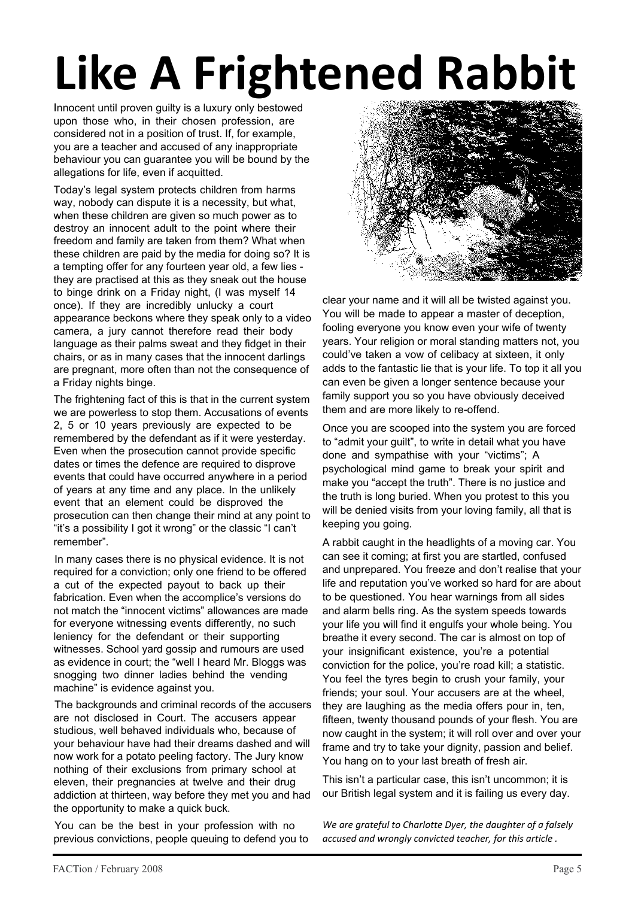# Like A Frightened Rabbit

Innocent until proven guilty is a luxury only bestowed upon those who, in their chosen profession, are considered not in a position of trust. If, for example, you are a teacher and accused of any inappropriate behaviour you can guarantee you will be bound by the allegations for life, even if acquitted.

Today's legal system protects children from harms way, nobody can dispute it is a necessity, but what, when these children are given so much power as to destroy an innocent adult to the point where their freedom and family are taken from them? What when these children are paid by the media for doing so? It is a tempting offer for any fourteen year old, a few lies - they are practised at this as they sneak out the house to binge drink on a Friday night, (I was myself 14 once). If they are incredibly unlucky a court appearance beckons where they speak only to a video camera, a jury cannot therefore read their body language as their palms sweat and they fidget in their chairs, or as in many cases that the innocent darlings are pregnant, more often than not the consequence of a Friday nights binge.

The frightening fact of this is that in the current system we are powerless to stop them. Accusations of events 2, 5 or 10 years previously are expected to be remembered by the defendant as if it were yesterday. Even when the prosecution cannot provide specific dates or times the defence are required to disprove events that could have occurred anywhere in a period of years at any time and any place. In the unlikely event that an element could be disproved the prosecution can then change their mind at any point to "it's a possibility I got it wrong" or the classic "I can't remember".

In many cases there is no physical evidence. It is not required for a conviction; only one friend to be offered a cut of the expected payout to back up their fabrication. Even when the accomplice's versions do not match the "innocent victims" allowances are made for everyone witnessing events differently, no such leniency for the defendant or their supporting witnesses. School yard gossip and rumours are used as evidence in court; the "well I heard Mr. Bloggs was snogging two dinner ladies behind the vending machine" is evidence against you.

The backgrounds and criminal records of the accusers are not disclosed in Court. The accusers appear studious, well behaved individuals who, because of your behaviour have had their dreams dashed and will now work for a potato peeling factory. The Jury know nothing of their exclusions from primary school at eleven, their pregnancies at twelve and their drug addiction at thirteen, way before they met you and had the opportunity to make a quick buck.

You can be the best in your profession with no previous convictions, people queuing to defend you to clear your name and it will all be twisted against you. You will be made to appear a master of deception, fooling everyone you know even your wife of twenty years. Your religion or moral standing matters not, you could've taken a vow of celibacy at sixteen, it only adds to the fantastic lie that is your life. To top it all you can even be given a longer sentence because your family support you so you have obviously deceived them and are more likely to re-offend.

Once you are scooped into the system you are forced to "admit your guilt", to write in detail what you have done and sympathise with your "victims"; A psychological mind game to break your spirit and make you "accept the truth". There is no justice and the truth is long buried. When you protest to this you will be denied visits from your loving family, all that is keeping you going.

A rabbit caught in the headlights of a moving car. You can see it coming; at first you are startled, confused and unprepared. You freeze and don't realise that your life and reputation you've worked so hard for are about to be questioned. You hear warnings from all sides and alarm bells ring. As the system speeds towards your life you will find it engulfs your whole being. You breathe it every second. The car is almost on top of your insignificant existence, you're a potential conviction for the police, you're road kill; a statistic. You feel the tyres begin to crush your family, your friends; your soul. Your accusers are at the wheel, they are laughing as the media offers pour in, ten, fifteen, twenty thousand pounds of your flesh. You are now caught in the system; it will roll over and over your frame and try to take your dignity, passion and belief. You hang on to your last breath of fresh air.

This isn't a particular case, this isn't uncommon; it is our British legal system and it is failing us every day.

*We are grateful to Charlotte Dyer, the daughter of a falsely accused and wrongly convicted teacher, for this article .*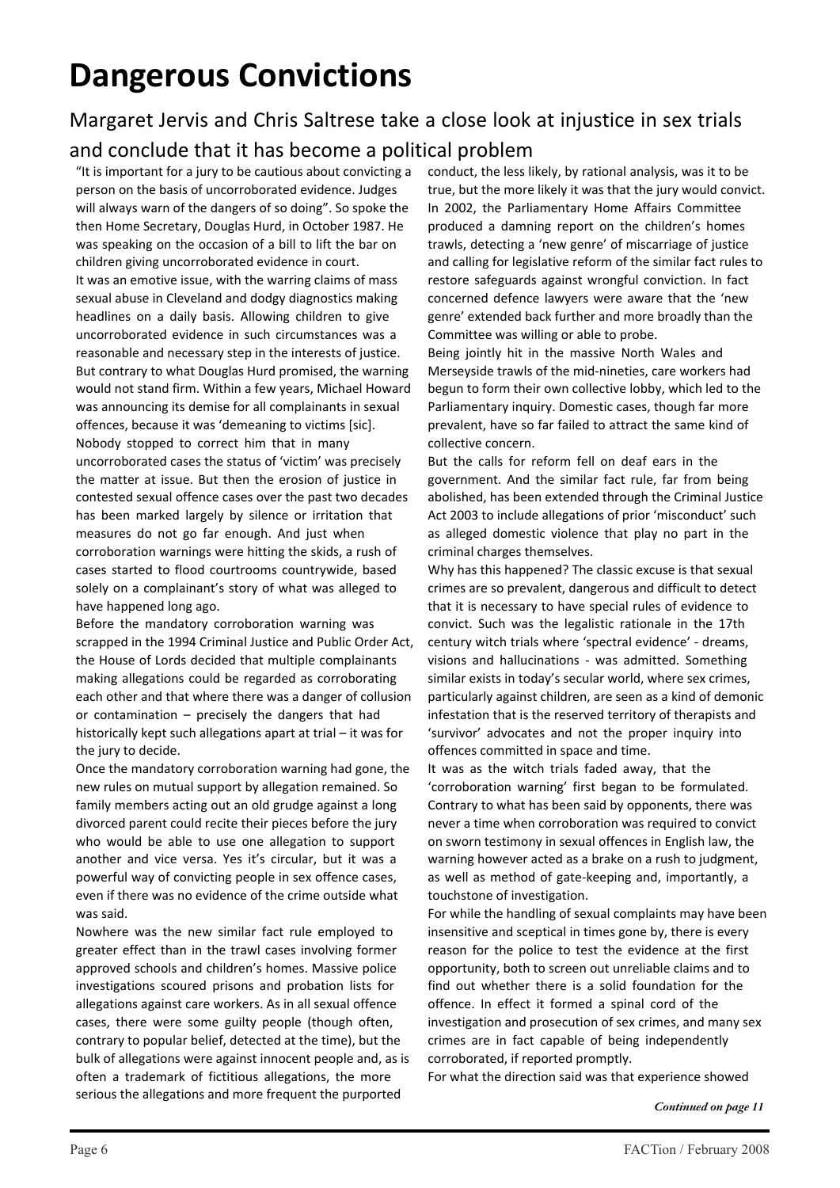# Dangerous Convictions

## Margaret Jervis and Chris Saltrese take a close look at injustice in sex trials and conclude that it has become a political problem

"It is important for a jury to be cautious about convicting a person on the basis of uncorroborated evidence. Judges will always warn of the dangers of so doing". So spoke the then Home Secretary, Douglas Hurd, in October 1987. He was speaking on the occasion of a bill to lift the bar on children giving uncorroborated evidence in court.

It was an emotive issue, with the warring claims of mass sexual abuse in Cleveland and dodgy diagnostics making headlines on a daily basis. Allowing children to give uncorroborated evidence in such circumstances was a reasonable and necessary step in the interests of justice. But contrary to what Douglas Hurd promised, the warning would not stand firm. Within a few years, Michael Howard was announcing its demise for all complainants in sexual offences, because it was 'demeaning to victims [sic]. Nobody stopped to correct him that in many uncorroborated cases the status of 'victim' was precisely the matter at issue. But then the erosion of justice in contested sexual offence cases over the past two decades has been marked largely by silence or irritation that measures do not go far enough. And just when corroboration warnings were hitting the skids, a rush of cases started to flood courtrooms countrywide, based solely on a complainant's story of what was alleged to have happened long ago.

Before the mandatory corroboration warning was scrapped in the 1994 Criminal Justice and Public Order Act, the House of Lords decided that multiple complainants making allegations could be regarded as corroborating each other and that where there was a danger of collusion or contamination – precisely the dangers that had historically kept such allegations apart at trial – it was for the jury to decide.

Once the mandatory corroboration warning had gone, the new rules on mutual support by allegation remained. So family members acting out an old grudge against a long divorced parent could recite their pieces before the jury who would be able to use one allegation to support another and vice versa. Yes it's circular, but it was a powerful way of convicting people in sex offence cases, even if there was no evidence of the crime outside what was said.

Nowhere was the new similar fact rule employed to greater effect than in the trawl cases involving former approved schools and children's homes. Massive police investigations scoured prisons and probation lists for allegations against care workers. As in all sexual offence cases, there were some guilty people (though often, contrary to popular belief, detected at the time), but the bulk of allegations were against innocent people and, as is often a trademark of fictitious allegations, the more serious the allegations and more frequent the purported conduct, the less likely, by rational analysis, was it to be true, but the more likely it was that the jury would convict.

In 2002, the Parliamentary Home Affairs Committee produced a damning report on the children's homes trawls, detecting a 'new genre' of miscarriage of justice and calling for legislative reform of the similar fact rules to restore safeguards against wrongful conviction. In fact concerned defence lawyers were aware that the 'new genre' extended back further and more broadly than the Committee was willing or able to probe.

Being jointly hit in the massive North Wales and Merseyside trawls of the mid-nineties, care workers had begun to form their own collective lobby, which led to the Parliamentary inquiry. Domestic cases, though far more prevalent, have so far failed to attract the same kind of collective concern.

But the calls for reform fell on deaf ears in the government. And the similar fact rule, far from being abolished, has been extended through the Criminal Justice Act 2003 to include allegations of prior 'misconduct' such as alleged domestic violence that play no part in the criminal charges themselves.

Why has this happened? The classic excuse is that sexual crimes are so prevalent, dangerous and difficult to detect that it is necessary to have special rules of evidence to convict. Such was the legalistic rationale in the 17th century witch trials where 'spectral evidence' - dreams, visions and hallucinations - was admitted. Something similar exists in today's secular world, where sex crimes, particularly against children, are seen as a kind of demonic infestation that is the reserved territory of therapists and 'survivor' advocates and not the proper inquiry into offences committed in space and time.

It was as the witch trials faded away, that the 'corroboration warning' first began to be formulated. Contrary to what has been said by opponents, there was never a time when corroboration was required to convict on sworn testimony in sexual offences in English law, the warning however acted as a brake on a rush to judgment, as well as method of gate-keeping and, importantly, a touchstone of investigation.

For while the handling of sexual complaints may have been insensitive and sceptical in times gone by, there is every reason for the police to test the evidence at the first opportunity, both to screen out unreliable claims and to find out whether there is a solid foundation for the offence. In effect it formed a spinal cord of the investigation and prosecution of sex crimes, and many sex crimes are in fact capable of being independently corroborated, if reported promptly.

For what the direction said was that experience showed

*Continued on page 11*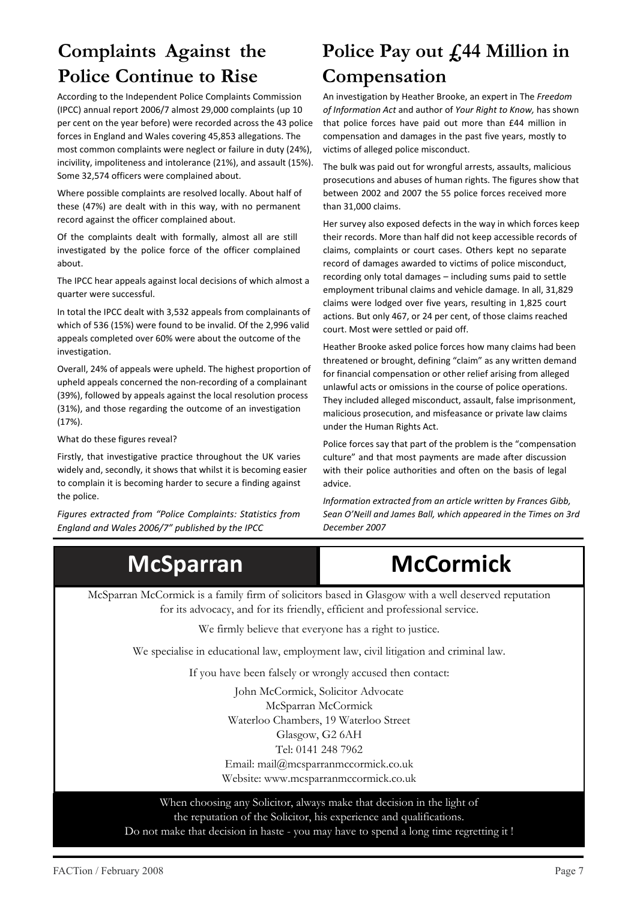## Complaints Against the Police Continue to Rise

According to the Independent Police Complaints Commission (IPCC) annual report 2006/7 almost 29,000 complaints (up 10 per cent on the year before) were recorded across the 43 police forces in England and Wales covering 45,853 allegations. The most common complaints were neglect or failure in duty (24%), incivility, impoliteness and intolerance (21%), and assault (15%). Some 32,574 officers were complained about.

Where possible complaints are resolved locally. About half of these (47%) are dealt with in this way, with no permanent record against the officer complained about.

Of the complaints dealt with formally, almost all are still investigated by the police force of the officer complained about.

The IPCC hear appeals against local decisions of which almost a quarter were successful.

In total the IPCC dealt with 3,532 appeals from complainants of which of 536 (15%) were found to be invalid. Of the 2,996 valid appeals completed over 60% were about the outcome of the investigation.

Overall, 24% of appeals were upheld. The highest proportion of upheld appeals concerned the non-recording of a complainant (39%), followed by appeals against the local resolution process (31%), and those regarding the outcome of an investigation (17%).

What do these figures reveal?

Firstly, that investigative practice throughout the UK varies widely and, secondly, it shows that whilst it is becoming easier to complain it is becoming harder to secure a finding against the police.

*Figures extracted from "Police Complaints: Statistics from England and Wales 2006/7" published by the IPCC*

## Police Pay out £44 Million in Compensation

An investigation by Heather Brooke, an expert in The *Freedom of Information Act* and author of *Your Right to Know,* has shown that police forces have paid out more than £44 million in compensation and damages in the past five years, mostly to victims of alleged police misconduct.

The bulk was paid out for wrongful arrests, assaults, malicious prosecutions and abuses of human rights. The figures show that between 2002 and 2007 the 55 police forces received more than 31,000 claims.

Her survey also exposed defects in the way in which forces keep their records. More than half did not keep accessible records of claims, complaints or court cases. Others kept no separate record of damages awarded to victims of police misconduct, recording only total damages – including sums paid to settle employment tribunal claims and vehicle damage. In all, 31,829 claims were lodged over five years, resulting in 1,825 court actions. But only 467, or 24 per cent, of those claims reached court. Most were settled or paid off.

Heather Brooke asked police forces how many claims had been threatened or brought, defining "claim" as any written demand for financial compensation or other relief arising from alleged unlawful acts or omissions in the course of police operations. They included alleged misconduct, assault, false imprisonment, malicious prosecution, and misfeasance or private law claims under the Human Rights Act.

Police forces say that part of the problem is the "compensation culture" and that most payments are made after discussion with their police authorities and often on the basis of legal advice.

*Information extracted from an article written by Frances Gibb, Sean O'Neill and James Ball, which appeared in the Times on 3rd December 2007*

---

# McSparran McCormick

McSparran McCormick is a family firm of solicitors based in Glasgow with a well deserved reputation for its advocacy, and for its friendly, efficient and professional service.

We firmly believe that everyone has a right to justice.

We specialise in educational law, employment law, civil litigation and criminal law.

If you have been falsely or wrongly accused then contact:

John McCormick, Solicitor Advocate
McSparran McCormick
Waterloo Chambers, 19 Waterloo Street
Glasgow, G2 6AH
Tel: 0141 248 7962
Email: mail@mcsparranmccormick.co.uk
Website: www.mcsparranmccormick.co.uk

When choosing any Solicitor, always make that decision in the light of the reputation of the Solicitor, his experience and qualifications.
Do not make that decision in haste - you may have to spend a long time regretting it !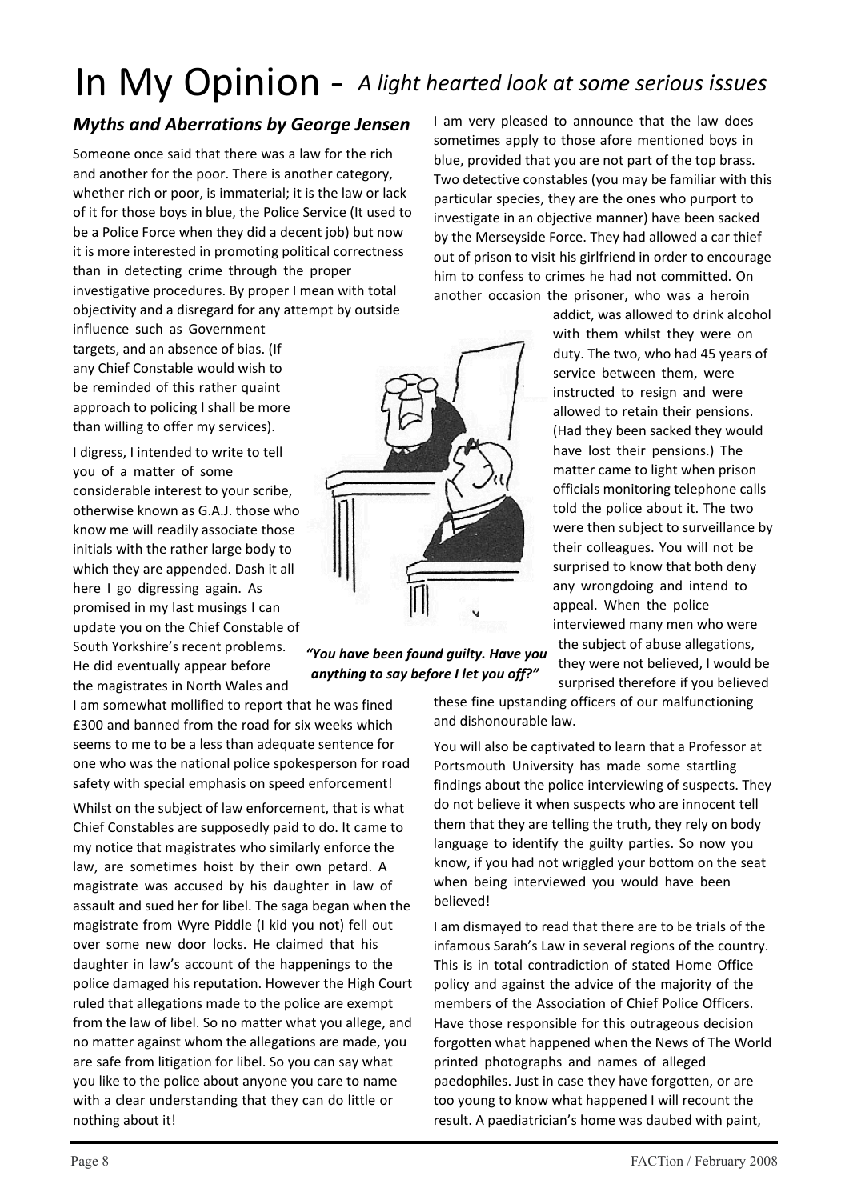# In My Opinion - *A light hearted look at some serious issues*

### *Myths and Aberrations by George Jensen*

Someone once said that there was a law for the rich and another for the poor. There is another category, whether rich or poor, is immaterial; it is the law or lack of it for those boys in blue, the Police Service (It used to be a Police Force when they did a decent job) but now it is more interested in promoting political correctness than in detecting crime through the proper investigative procedures. By proper I mean with total objectivity and a disregard for any attempt by outside influence such as Government targets, and an absence of bias. (If any Chief Constable would wish to be reminded of this rather quaint approach to policing I shall be more than willing to offer my services).

I digress, I intended to write to tell you of a matter of some considerable interest to your scribe, otherwise known as G.A.J. those who know me will readily associate those initials with the rather large body to which they are appended. Dash it all here I go digressing again. As promised in my last musings I can update you on the Chief Constable of South Yorkshire's recent problems. He did eventually appear before the magistrates in North Wales and I am somewhat mollified to report that he was fined £300 and banned from the road for six weeks which seems to me to be a less than adequate sentence for one who was the national police spokesperson for road safety with special emphasis on speed enforcement!

Whilst on the subject of law enforcement, that is what Chief Constables are supposedly paid to do. It came to my notice that magistrates who similarly enforce the law, are sometimes hoist by their own petard. A magistrate was accused by his daughter in law of assault and sued her for libel. The saga began when the magistrate from Wyre Piddle (I kid you not) fell out over some new door locks. He claimed that his daughter in law's account of the happenings to the police damaged his reputation. However the High Court ruled that allegations made to the police are exempt from the law of libel. So no matter what you allege, and no matter against whom the allegations are made, you are safe from litigation for libel. So you can say what you like to the police about anyone you care to name with a clear understanding that they can do little or nothing about it!

*"You have been found guilty. Have you anything to say before I let you off?"*

I am very pleased to announce that the law does sometimes apply to those afore mentioned boys in blue, provided that you are not part of the top brass. Two detective constables (you may be familiar with this particular species, they are the ones who purport to investigate in an objective manner) have been sacked by the Merseyside Force. They had allowed a car thief out of prison to visit his girlfriend in order to encourage him to confess to crimes he had not committed. On another occasion the prisoner, who was a heroin addict, was allowed to drink alcohol with them whilst they were on duty. The two, who had 45 years of service between them, were instructed to resign and were allowed to retain their pensions. (Had they been sacked they would have lost their pensions.) The matter came to light when prison officials monitoring telephone calls told the police about it. The two were then subject to surveillance by their colleagues. You will not be surprised to know that both deny any wrongdoing and intend to appeal. When the police interviewed many men who were the subject of abuse allegations, they were not believed, I would be surprised therefore if you believed these fine upstanding officers of our malfunctioning and dishonourable law.

You will also be captivated to learn that a Professor at Portsmouth University has made some startling findings about the police interviewing of suspects. They do not believe it when suspects who are innocent tell them that they are telling the truth, they rely on body language to identify the guilty parties. So now you know, if you had not wriggled your bottom on the seat when being interviewed you would have been believed!

I am dismayed to read that there are to be trials of the infamous Sarah's Law in several regions of the country. This is in total contradiction of stated Home Office policy and against the advice of the majority of the members of the Association of Chief Police Officers. Have those responsible for this outrageous decision forgotten what happened when the News of The World printed photographs and names of alleged paedophiles. Just in case they have forgotten, or are too young to know what happened I will recount the result. A paediatrician's home was daubed with paint,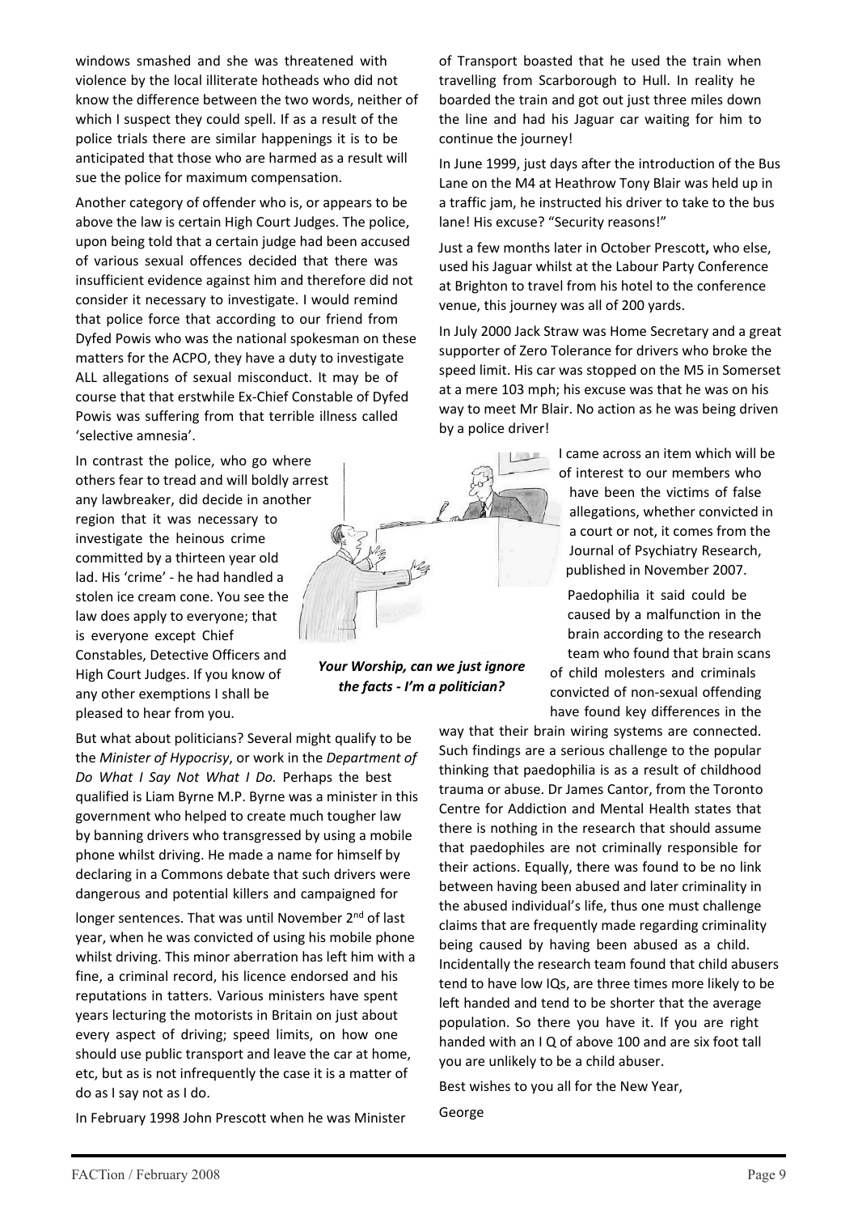windows smashed and she was threatened with violence by the local illiterate hotheads who did not know the difference between the two words, neither of which I suspect they could spell. If as a result of the police trials there are similar happenings it is to be anticipated that those who are harmed as a result will sue the police for maximum compensation.

Another category of offender who is, or appears to be above the law is certain High Court Judges. The police, upon being told that a certain judge had been accused of various sexual offences decided that there was insufficient evidence against him and therefore did not consider it necessary to investigate. I would remind that police force that according to our friend from Dyfed Powis who was the national spokesman on these matters for the ACPO, they have a duty to investigate ALL allegations of sexual misconduct. It may be of course that that erstwhile Ex-Chief Constable of Dyfed Powis was suffering from that terrible illness called 'selective amnesia'.

In contrast the police, who go where others fear to tread and will boldly arrest any lawbreaker, did decide in another region that it was necessary to investigate the heinous crime committed by a thirteen year old lad. His 'crime' - he had handled a stolen ice cream cone. You see the law does apply to everyone; that is everyone except Chief Constables, Detective Officers and High Court Judges. If you know of any other exemptions I shall be pleased to hear from you.

*Your Worship, can we just ignore the facts - I'm a politician?*

But what about politicians? Several might qualify to be the *Minister of Hypocrisy*, or work in the *Department of Do What I Say Not What I Do.* Perhaps the best qualified is Liam Byrne M.P. Byrne was a minister in this government who helped to create much tougher law by banning drivers who transgressed by using a mobile phone whilst driving. He made a name for himself by declaring in a Commons debate that such drivers were dangerous and potential killers and campaigned for longer sentences. That was until November 2nd of last year, when he was convicted of using his mobile phone whilst driving. This minor aberration has left him with a fine, a criminal record, his licence endorsed and his reputations in tatters. Various ministers have spent years lecturing the motorists in Britain on just about every aspect of driving; speed limits, on how one should use public transport and leave the car at home, etc, but as is not infrequently the case it is a matter of do as I say not as I do.

In February 1998 John Prescott when he was Minister of Transport boasted that he used the train when travelling from Scarborough to Hull. In reality he boarded the train and got out just three miles down the line and had his Jaguar car waiting for him to continue the journey!

In June 1999, just days after the introduction of the Bus Lane on the M4 at Heathrow Tony Blair was held up in a traffic jam, he instructed his driver to take to the bus lane! His excuse? "Security reasons!"

Just a few months later in October Prescott**,** who else, used his Jaguar whilst at the Labour Party Conference at Brighton to travel from his hotel to the conference venue, this journey was all of 200 yards.

In July 2000 Jack Straw was Home Secretary and a great supporter of Zero Tolerance for drivers who broke the speed limit. His car was stopped on the M5 in Somerset at a mere 103 mph; his excuse was that he was on his way to meet Mr Blair. No action as he was being driven by a police driver!

I came across an item which will be of interest to our members who have been the victims of false allegations, whether convicted in a court or not, it comes from the Journal of Psychiatry Research, published in November 2007.

Paedophilia it said could be caused by a malfunction in the brain according to the research team who found that brain scans of child molesters and criminals convicted of non-sexual offending have found key differences in the way that their brain wiring systems are connected. Such findings are a serious challenge to the popular thinking that paedophilia is as a result of childhood trauma or abuse. Dr James Cantor, from the Toronto Centre for Addiction and Mental Health states that there is nothing in the research that should assume that paedophiles are not criminally responsible for their actions. Equally, there was found to be no link between having been abused and later criminality in the abused individual's life, thus one must challenge claims that are frequently made regarding criminality being caused by having been abused as a child. Incidentally the research team found that child abusers tend to have low IQs, are three times more likely to be left handed and tend to be shorter that the average population. So there you have it. If you are right handed with an I Q of above 100 and are six foot tall you are unlikely to be a child abuser.

Best wishes to you all for the New Year,

George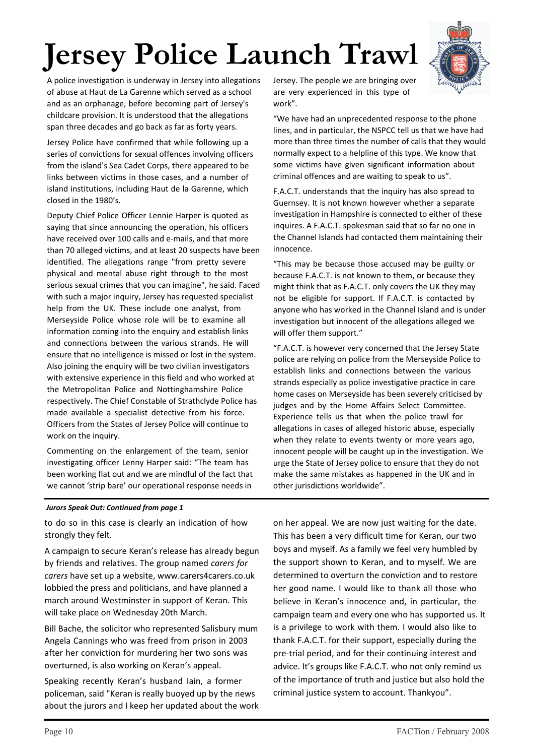# Jersey Police Launch Trawl

A police investigation is underway in Jersey into allegations of abuse at Haut de La Garenne which served as a school and as an orphanage, before becoming part of Jersey's childcare provision. It is understood that the allegations span three decades and go back as far as forty years.

Jersey Police have confirmed that while following up a series of convictions for sexual offences involving officers from the island's Sea Cadet Corps, there appeared to be links between victims in those cases, and a number of island institutions, including Haut de la Garenne, which closed in the 1980's.

Deputy Chief Police Officer Lennie Harper is quoted as saying that since announcing the operation, his officers have received over 100 calls and e-mails, and that more than 70 alleged victims, and at least 20 suspects have been identified. The allegations range "from pretty severe physical and mental abuse right through to the most serious sexual crimes that you can imagine", he said. Faced with such a major inquiry, Jersey has requested specialist help from the UK. These include one analyst, from Merseyside Police whose role will be to examine all information coming into the enquiry and establish links and connections between the various strands. He will ensure that no intelligence is missed or lost in the system. Also joining the enquiry will be two civilian investigators with extensive experience in this field and who worked at the Metropolitan Police and Nottinghamshire Police respectively. The Chief Constable of Strathclyde Police has made available a specialist detective from his force. Officers from the States of Jersey Police will continue to work on the inquiry.

Commenting on the enlargement of the team, senior investigating officer Lenny Harper said: "The team has been working flat out and we are mindful of the fact that we cannot 'strip bare' our operational response needs in Jersey. The people we are bringing over are very experienced in this type of work".

"We have had an unprecedented response to the phone lines, and in particular, the NSPCC tell us that we have had more than three times the number of calls that they would normally expect to a helpline of this type. We know that some victims have given significant information about criminal offences and are waiting to speak to us".

F.A.C.T. understands that the inquiry has also spread to Guernsey. It is not known however whether a separate investigation in Hampshire is connected to either of these inquires. A F.A.C.T. spokesman said that so far no one in the Channel Islands had contacted them maintaining their innocence.

"This may be because those accused may be guilty or because F.A.C.T. is not known to them, or because they might think that as F.A.C.T. only covers the UK they may not be eligible for support. If F.A.C.T. is contacted by anyone who has worked in the Channel Island and is under investigation but innocent of the allegations alleged we will offer them support."

"F.A.C.T. is however very concerned that the Jersey State police are relying on police from the Merseyside Police to establish links and connections between the various strands especially as police investigative practice in care home cases on Merseyside has been severely criticised by judges and by the Home Affairs Select Committee. Experience tells us that when the police trawl for allegations in cases of alleged historic abuse, especially when they relate to events twenty or more years ago, innocent people will be caught up in the investigation. We urge the State of Jersey police to ensure that they do not make the same mistakes as happened in the UK and in other jurisdictions worldwide".

***Jurors Speak Out: Continued from page 1***

to do so in this case is clearly an indication of how strongly they felt.

A campaign to secure Keran's release has already begun by friends and relatives. The group named *carers for carers* have set up a website, www.carers4carers.co.uk lobbied the press and politicians, and have planned a march around Westminster in support of Keran. This will take place on Wednesday 20th March.

Bill Bache, the solicitor who represented Salisbury mum Angela Cannings who was freed from prison in 2003 after her conviction for murdering her two sons was overturned, is also working on Keran's appeal.

Speaking recently Keran's husband Iain, a former policeman, said "Keran is really buoyed up by the news about the jurors and I keep her updated about the work on her appeal. We are now just waiting for the date. This has been a very difficult time for Keran, our two boys and myself. As a family we feel very humbled by the support shown to Keran, and to myself. We are determined to overturn the conviction and to restore her good name. I would like to thank all those who believe in Keran's innocence and, in particular, the campaign team and every one who has supported us. It is a privilege to work with them. I would also like to thank F.A.C.T. for their support, especially during the pre-trial period, and for their continuing interest and advice. It's groups like F.A.C.T. who not only remind us of the importance of truth and justice but also hold the criminal justice system to account. Thankyou".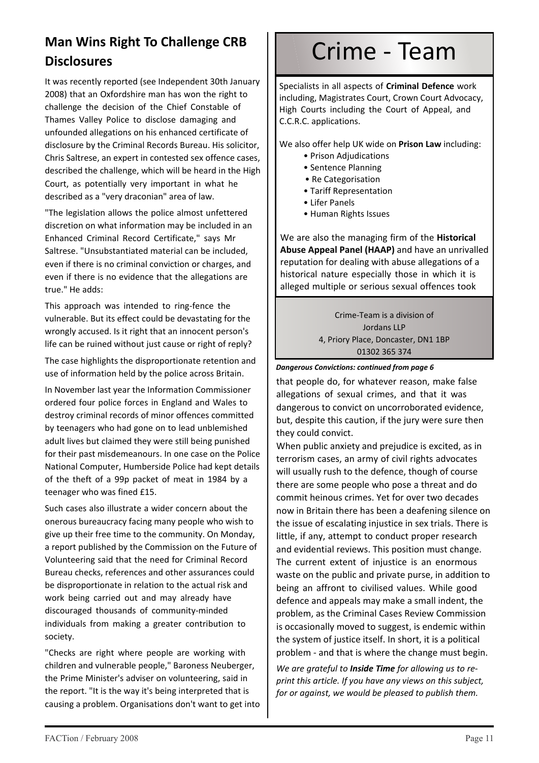## Man Wins Right To Challenge CRB Disclosures

It was recently reported (see Independent 30th January 2008) that an Oxfordshire man has won the right to challenge the decision of the Chief Constable of Thames Valley Police to disclose damaging and unfounded allegations on his enhanced certificate of disclosure by the Criminal Records Bureau. His solicitor, Chris Saltrese, an expert in contested sex offence cases, described the challenge, which will be heard in the High Court, as potentially very important in what he described as a "very draconian" area of law.

"The legislation allows the police almost unfettered discretion on what information may be included in an Enhanced Criminal Record Certificate," says Mr Saltrese. "Unsubstantiated material can be included, even if there is no criminal conviction or charges, and even if there is no evidence that the allegations are true." He adds:

This approach was intended to ring-fence the vulnerable. But its effect could be devastating for the wrongly accused. Is it right that an innocent person's life can be ruined without just cause or right of reply?

The case highlights the disproportionate retention and use of information held by the police across Britain.

In November last year the Information Commissioner ordered four police forces in England and Wales to destroy criminal records of minor offences committed by teenagers who had gone on to lead unblemished adult lives but claimed they were still being punished for their past misdemeanours. In one case on the Police National Computer, Humberside Police had kept details of the theft of a 99p packet of meat in 1984 by a teenager who was fined £15.

Such cases also illustrate a wider concern about the onerous bureaucracy facing many people who wish to give up their free time to the community. On Monday, a report published by the Commission on the Future of Volunteering said that the need for Criminal Record Bureau checks, references and other assurances could be disproportionate in relation to the actual risk and work being carried out and may already have discouraged thousands of community-minded individuals from making a greater contribution to society.

"Checks are right where people are working with children and vulnerable people," Baroness Neuberger, the Prime Minister's adviser on volunteering, said in the report. "It is the way it's being interpreted that is causing a problem. Organisations don't want to get into

# Crime - Team

Specialists in all aspects of **Criminal Defence** work including, Magistrates Court, Crown Court Advocacy, High Courts including the Court of Appeal, and C.C.R.C. applications.

We also offer help UK wide on **Prison Law** including:

- Prison Adjudications
- Sentence Planning
- Re Categorisation
- Tariff Representation
- Lifer Panels
- Human Rights Issues

We are also the managing firm of the **Historical Abuse Appeal Panel (HAAP)** and have an unrivalled reputation for dealing with abuse allegations of a historical nature especially those in which it is alleged multiple or serious sexual offences took

Crime-Team is a division of
Jordans LLP
4, Priory Place, Doncaster, DN1 1BP
01302 365 374

***Dangerous Convictions: continued from page 6***

that people do, for whatever reason, make false allegations of sexual crimes, and that it was dangerous to convict on uncorroborated evidence, but, despite this caution, if the jury were sure then they could convict.

When public anxiety and prejudice is excited, as in terrorism cases, an army of civil rights advocates will usually rush to the defence, though of course there are some people who pose a threat and do commit heinous crimes. Yet for over two decades now in Britain there has been a deafening silence on the issue of escalating injustice in sex trials. There is little, if any, attempt to conduct proper research and evidential reviews. This position must change. The current extent of injustice is an enormous waste on the public and private purse, in addition to being an affront to civilised values. While good defence and appeals may make a small indent, the problem, as the Criminal Cases Review Commission is occasionally moved to suggest, is endemic within the system of justice itself. In short, it is a political problem - and that is where the change must begin.

*We are grateful to **Inside Time** for allowing us to re-print this article. If you have any views on this subject, for or against, we would be pleased to publish them.*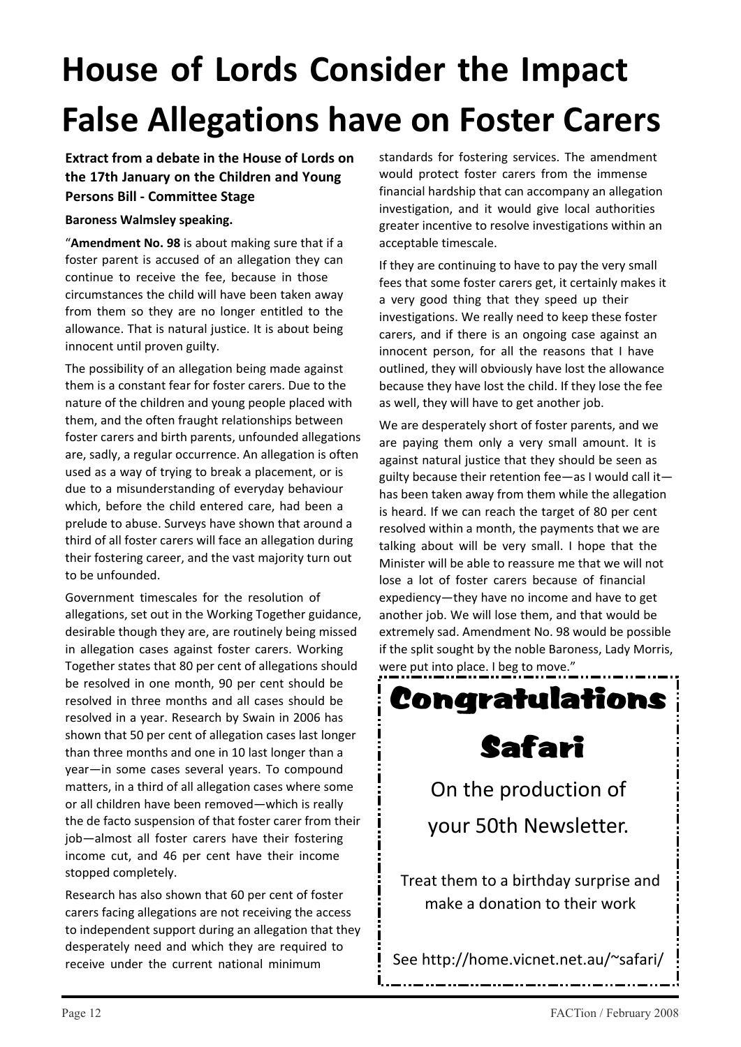# House of Lords Consider the Impact False Allegations have on Foster Carers

**Extract from a debate in the House of Lords on the 17th January on the Children and Young Persons Bill - Committee Stage**

**Baroness Walmsley speaking.**

"**Amendment No. 98** is about making sure that if a foster parent is accused of an allegation they can continue to receive the fee, because in those circumstances the child will have been taken away from them so they are no longer entitled to the allowance. That is natural justice. It is about being innocent until proven guilty.

The possibility of an allegation being made against them is a constant fear for foster carers. Due to the nature of the children and young people placed with them, and the often fraught relationships between foster carers and birth parents, unfounded allegations are, sadly, a regular occurrence. An allegation is often used as a way of trying to break a placement, or is due to a misunderstanding of everyday behaviour which, before the child entered care, had been a prelude to abuse. Surveys have shown that around a third of all foster carers will face an allegation during their fostering career, and the vast majority turn out to be unfounded.

Government timescales for the resolution of allegations, set out in the Working Together guidance, desirable though they are, are routinely being missed in allegation cases against foster carers. Working Together states that 80 per cent of allegations should be resolved in one month, 90 per cent should be resolved in three months and all cases should be resolved in a year. Research by Swain in 2006 has shown that 50 per cent of allegation cases last longer than three months and one in 10 last longer than a year—in some cases several years. To compound matters, in a third of all allegation cases where some or all children have been removed—which is really the de facto suspension of that foster carer from their job—almost all foster carers have their fostering income cut, and 46 per cent have their income stopped completely.

Research has also shown that 60 per cent of foster carers facing allegations are not receiving the access to independent support during an allegation that they desperately need and which they are required to receive under the current national minimum standards for fostering services. The amendment would protect foster carers from the immense financial hardship that can accompany an allegation investigation, and it would give local authorities greater incentive to resolve investigations within an acceptable timescale.

If they are continuing to have to pay the very small fees that some foster carers get, it certainly makes it a very good thing that they speed up their investigations. We really need to keep these foster carers, and if there is an ongoing case against an innocent person, for all the reasons that I have outlined, they will obviously have lost the allowance because they have lost the child. If they lose the fee as well, they will have to get another job.

We are desperately short of foster parents, and we are paying them only a very small amount. It is against natural justice that they should be seen as guilty because their retention fee—as I would call it—has been taken away from them while the allegation is heard. If we can reach the target of 80 per cent resolved within a month, the payments that we are talking about will be very small. I hope that the Minister will be able to reassure me that we will not lose a lot of foster carers because of financial expediency—they have no income and have to get another job. We will lose them, and that would be extremely sad. Amendment No. 98 would be possible if the split sought by the noble Baroness, Lady Morris, were put into place. I beg to move."

## Congratulations Safari

On the production of your 50th Newsletter.

Treat them to a birthday surprise and make a donation to their work

See http://home.vicnet.net.au/~safari/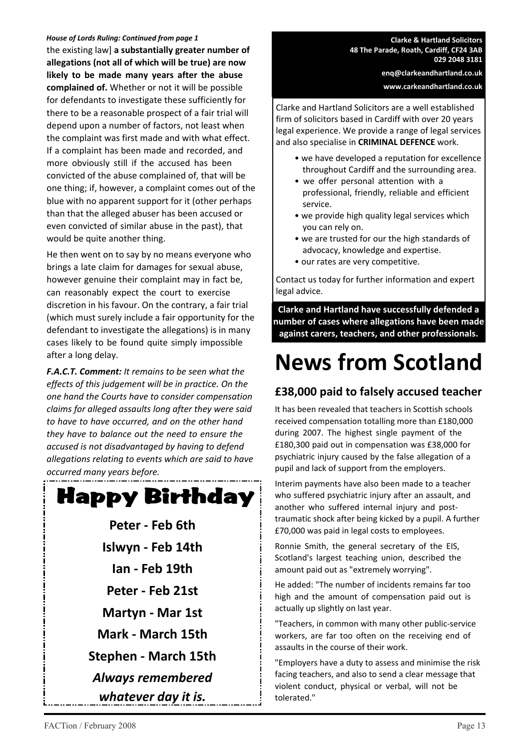*House of Lords Ruling: Continued from page 1*

the existing law] **a substantially greater number of allegations (not all of which will be true) are now likely to be made many years after the abuse complained of.** Whether or not it will be possible for defendants to investigate these sufficiently for there to be a reasonable prospect of a fair trial will depend upon a number of factors, not least when the complaint was first made and with what effect. If a complaint has been made and recorded, and more obviously still if the accused has been convicted of the abuse complained of, that will be one thing; if, however, a complaint comes out of the blue with no apparent support for it (other perhaps than that the alleged abuser has been accused or even convicted of similar abuse in the past), that would be quite another thing.

He then went on to say by no means everyone who brings a late claim for damages for sexual abuse, however genuine their complaint may in fact be, can reasonably expect the court to exercise discretion in his favour. On the contrary, a fair trial (which must surely include a fair opportunity for the defendant to investigate the allegations) is in many cases likely to be found quite simply impossible after a long delay.

***F.A.C.T. Comment:*** *It remains to be seen what the effects of this judgement will be in practice. On the one hand the Courts have to consider compensation claims for alleged assaults long after they were said to have to have occurred, and on the other hand they have to balance out the need to ensure the accused is not disadvantaged by having to defend allegations relating to events which are said to have occurred many years before.*

# Happy Birthday

**Peter - Feb 6th**

**Islwyn - Feb 14th**

**Ian - Feb 19th**

**Peter - Feb 21st**

**Martyn - Mar 1st**

**Mark - March 15th**

**Stephen - March 15th**

***Always remembered whatever day it is.***

**Clarke & Hartland Solicitors**
**48 The Parade, Roath, Cardiff, CF24 3AB**
**029 2048 3181**

**enq@clarkeandhartland.co.uk**

**www.carkeandhartland.co.uk**

Clarke and Hartland Solicitors are a well established firm of solicitors based in Cardiff with over 20 years legal experience. We provide a range of legal services and also specialise in **CRIMINAL DEFENCE** work.

- we have developed a reputation for excellence throughout Cardiff and the surrounding area.
- we offer personal attention with a professional, friendly, reliable and efficient service.
- we provide high quality legal services which you can rely on.
- we are trusted for our the high standards of advocacy, knowledge and expertise.
- our rates are very competitive.

Contact us today for further information and expert legal advice.

**Clarke and Hartland have successfully defended a number of cases where allegations have been made against carers, teachers, and other professionals.**

# News from Scotland

## £38,000 paid to falsely accused teacher

It has been revealed that teachers in Scottish schools received compensation totalling more than £180,000 during 2007. The highest single payment of the £180,300 paid out in compensation was £38,000 for psychiatric injury caused by the false allegation of a pupil and lack of support from the employers.

Interim payments have also been made to a teacher who suffered psychiatric injury after an assault, and another who suffered internal injury and post-traumatic shock after being kicked by a pupil. A further £70,000 was paid in legal costs to employees.

Ronnie Smith, the general secretary of the EIS, Scotland's largest teaching union, described the amount paid out as "extremely worrying".

He added: "The number of incidents remains far too high and the amount of compensation paid out is actually up slightly on last year.

"Teachers, in common with many other public-service workers, are far too often on the receiving end of assaults in the course of their work.

"Employers have a duty to assess and minimise the risk facing teachers, and also to send a clear message that violent conduct, physical or verbal, will not be tolerated."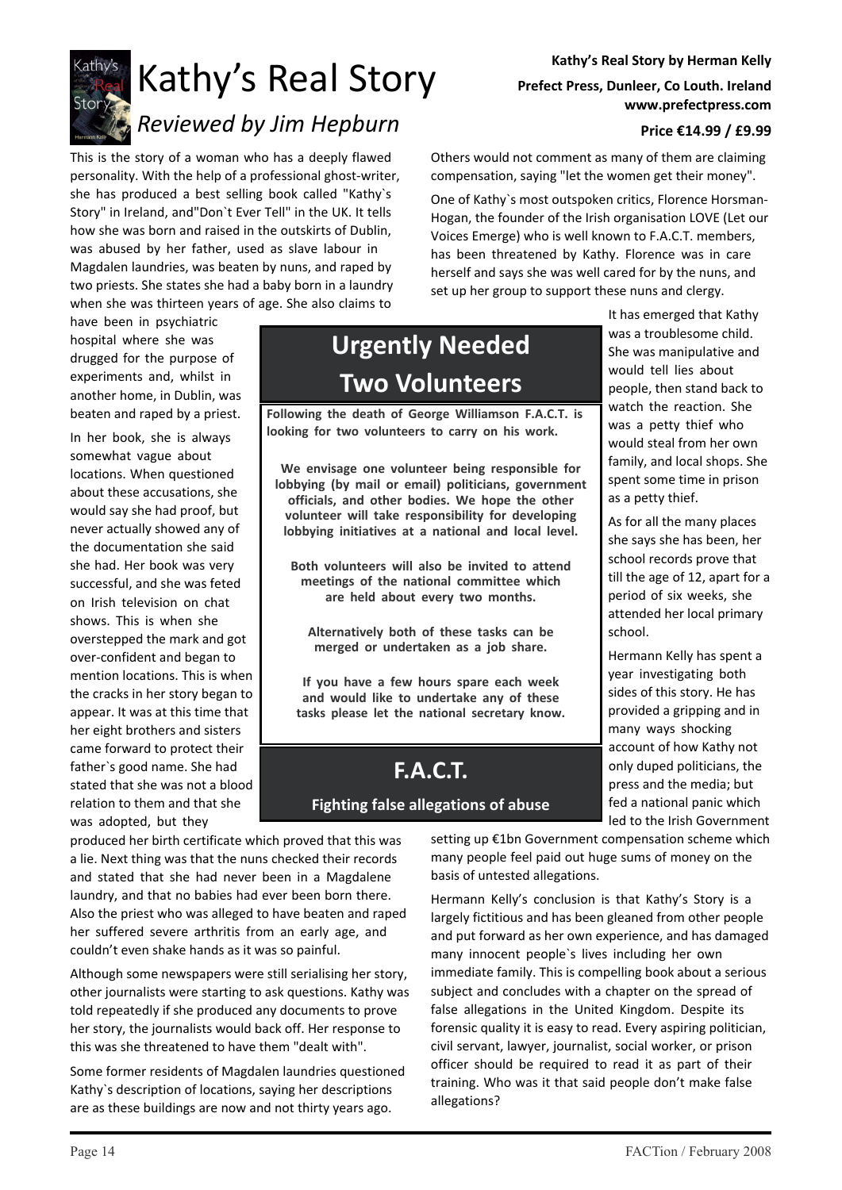# Kathy's Real Story

*Reviewed by Jim Hepburn*

**Kathy's Real Story by Herman Kelly**
**Prefect Press, Dunleer, Co Louth. Ireland**
**www.prefectpress.com**
**Price €14.99 / £9.99**

This is the story of a woman who has a deeply flawed personality. With the help of a professional ghost-writer, she has produced a best selling book called "Kathy`s Story" in Ireland, and"Don`t Ever Tell" in the UK. It tells how she was born and raised in the outskirts of Dublin, was abused by her father, used as slave labour in Magdalen laundries, was beaten by nuns, and raped by two priests. She states she had a baby born in a laundry when she was thirteen years of age. She also claims to have been in psychiatric hospital where she was drugged for the purpose of experiments and, whilst in another home, in Dublin, was beaten and raped by a priest.

In her book, she is always somewhat vague about locations. When questioned about these accusations, she would say she had proof, but never actually showed any of the documentation she said she had. Her book was very successful, and she was feted on Irish television on chat shows. This is when she overstepped the mark and got over-confident and began to mention locations. This is when the cracks in her story began to appear. It was at this time that her eight brothers and sisters came forward to protect their father`s good name. She had stated that she was not a blood relation to them and that she was adopted, but they produced her birth certificate which proved that this was a lie. Next thing was that the nuns checked their records and stated that she had never been in a Magdalene laundry, and that no babies had ever been born there. Also the priest who was alleged to have beaten and raped her suffered severe arthritis from an early age, and couldn't even shake hands as it was so painful.

Although some newspapers were still serialising her story, other journalists were starting to ask questions. Kathy was told repeatedly if she produced any documents to prove her story, the journalists would back off. Her response to this was she threatened to have them "dealt with".

Some former residents of Magdalen laundries questioned Kathy`s description of locations, saying her descriptions are as these buildings are now and not thirty years ago. Others would not comment as many of them are claiming compensation, saying "let the women get their money".

One of Kathy`s most outspoken critics, Florence Horsman-Hogan, the founder of the Irish organisation LOVE (Let our Voices Emerge) who is well known to F.A.C.T. members, has been threatened by Kathy. Florence was in care herself and says she was well cared for by the nuns, and set up her group to support these nuns and clergy.

It has emerged that Kathy was a troublesome child. She was manipulative and would tell lies about people, then stand back to watch the reaction. She was a petty thief who would steal from her own family, and local shops. She spent some time in prison as a petty thief.

As for all the many places she says she has been, her school records prove that till the age of 12, apart for a period of six weeks, she attended her local primary school.

Hermann Kelly has spent a year investigating both sides of this story. He has provided a gripping and in many ways shocking account of how Kathy not only duped politicians, the press and the media; but fed a national panic which led to the Irish Government setting up €1bn Government compensation scheme which many people feel paid out huge sums of money on the basis of untested allegations.

Hermann Kelly's conclusion is that Kathy's Story is a largely fictitious and has been gleaned from other people and put forward as her own experience, and has damaged many innocent people`s lives including her own immediate family. This is compelling book about a serious subject and concludes with a chapter on the spread of false allegations in the United Kingdom. Despite its forensic quality it is easy to read. Every aspiring politician, civil servant, lawyer, journalist, social worker, or prison officer should be required to read it as part of their training. Who was it that said people don't make false allegations?

## Urgently Needed Two Volunteers

**Following the death of George Williamson F.A.C.T. is looking for two volunteers to carry on his work.**

**We envisage one volunteer being responsible for lobbying (by mail or email) politicians, government officials, and other bodies. We hope the other volunteer will take responsibility for developing lobbying initiatives at a national and local level.**

**Both volunteers will also be invited to attend meetings of the national committee which are held about every two months.**

**Alternatively both of these tasks can be merged or undertaken as a job share.**

**If you have a few hours spare each week and would like to undertake any of these tasks please let the national secretary know.**

## F.A.C.T.

**Fighting false allegations of abuse**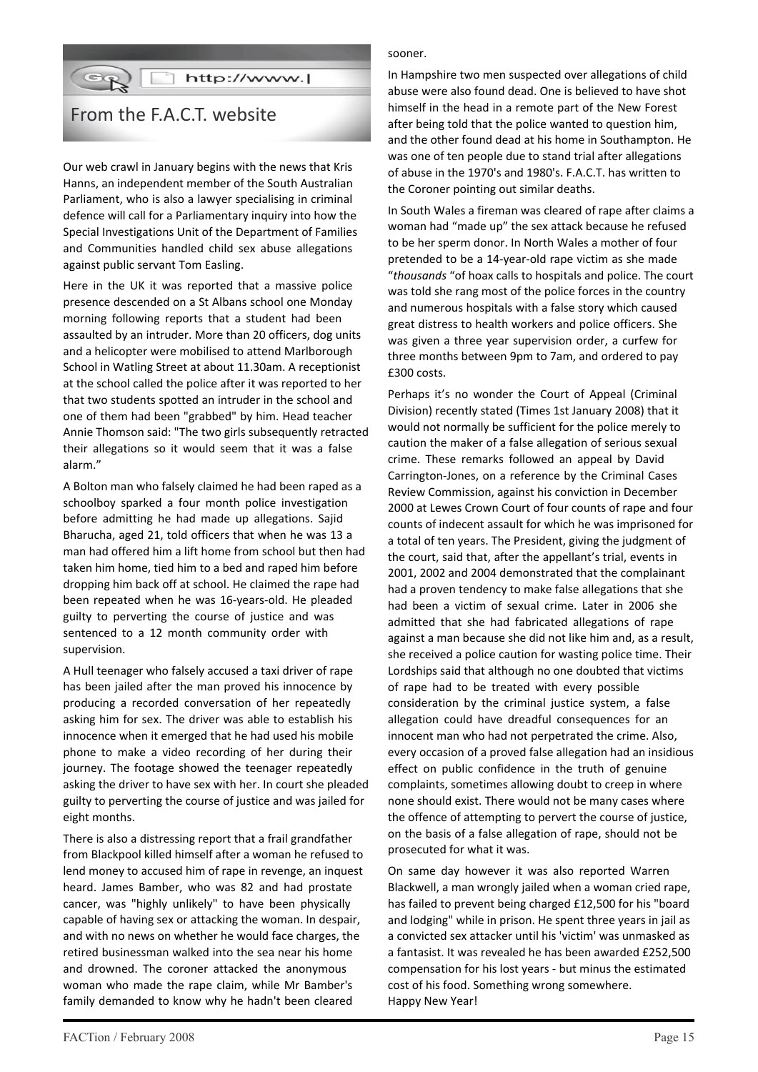## From the F.A.C.T. website

Our web crawl in January begins with the news that Kris Hanns, an independent member of the South Australian Parliament, who is also a lawyer specialising in criminal defence will call for a Parliamentary inquiry into how the Special Investigations Unit of the Department of Families and Communities handled child sex abuse allegations against public servant Tom Easling.

Here in the UK it was reported that a massive police presence descended on a St Albans school one Monday morning following reports that a student had been assaulted by an intruder. More than 20 officers, dog units and a helicopter were mobilised to attend Marlborough School in Watling Street at about 11.30am. A receptionist at the school called the police after it was reported to her that two students spotted an intruder in the school and one of them had been "grabbed" by him. Head teacher Annie Thomson said: "The two girls subsequently retracted their allegations so it would seem that it was a false alarm."

A Bolton man who falsely claimed he had been raped as a schoolboy sparked a four month police investigation before admitting he had made up allegations. Sajid Bharucha, aged 21, told officers that when he was 13 a man had offered him a lift home from school but then had taken him home, tied him to a bed and raped him before dropping him back off at school. He claimed the rape had been repeated when he was 16-years-old. He pleaded guilty to perverting the course of justice and was sentenced to a 12 month community order with supervision.

A Hull teenager who falsely accused a taxi driver of rape has been jailed after the man proved his innocence by producing a recorded conversation of her repeatedly asking him for sex. The driver was able to establish his innocence when it emerged that he had used his mobile phone to make a video recording of her during their journey. The footage showed the teenager repeatedly asking the driver to have sex with her. In court she pleaded guilty to perverting the course of justice and was jailed for eight months.

There is also a distressing report that a frail grandfather from Blackpool killed himself after a woman he refused to lend money to accused him of rape in revenge, an inquest heard. James Bamber, who was 82 and had prostate cancer, was "highly unlikely" to have been physically capable of having sex or attacking the woman. In despair, and with no news on whether he would face charges, the retired businessman walked into the sea near his home and drowned. The coroner attacked the anonymous woman who made the rape claim, while Mr Bamber's family demanded to know why he hadn't been cleared sooner.

In Hampshire two men suspected over allegations of child abuse were also found dead. One is believed to have shot himself in the head in a remote part of the New Forest after being told that the police wanted to question him, and the other found dead at his home in Southampton. He was one of ten people due to stand trial after allegations of abuse in the 1970's and 1980's. F.A.C.T. has written to the Coroner pointing out similar deaths.

In South Wales a fireman was cleared of rape after claims a woman had "made up" the sex attack because he refused to be her sperm donor. In North Wales a mother of four pretended to be a 14-year-old rape victim as she made "*thousands* "of hoax calls to hospitals and police. The court was told she rang most of the police forces in the country and numerous hospitals with a false story which caused great distress to health workers and police officers. She was given a three year supervision order, a curfew for three months between 9pm to 7am, and ordered to pay £300 costs.

Perhaps it's no wonder the Court of Appeal (Criminal Division) recently stated (Times 1st January 2008) that it would not normally be sufficient for the police merely to caution the maker of a false allegation of serious sexual crime. These remarks followed an appeal by David Carrington-Jones, on a reference by the Criminal Cases Review Commission, against his conviction in December 2000 at Lewes Crown Court of four counts of rape and four counts of indecent assault for which he was imprisoned for a total of ten years. The President, giving the judgment of the court, said that, after the appellant's trial, events in 2001, 2002 and 2004 demonstrated that the complainant had a proven tendency to make false allegations that she had been a victim of sexual crime. Later in 2006 she admitted that she had fabricated allegations of rape against a man because she did not like him and, as a result, she received a police caution for wasting police time. Their Lordships said that although no one doubted that victims of rape had to be treated with every possible consideration by the criminal justice system, a false allegation could have dreadful consequences for an innocent man who had not perpetrated the crime. Also, every occasion of a proved false allegation had an insidious effect on public confidence in the truth of genuine complaints, sometimes allowing doubt to creep in where none should exist. There would not be many cases where the offence of attempting to pervert the course of justice, on the basis of a false allegation of rape, should not be prosecuted for what it was.

On same day however it was also reported Warren Blackwell, a man wrongly jailed when a woman cried rape, has failed to prevent being charged £12,500 for his "board and lodging" while in prison. He spent three years in jail as a convicted sex attacker until his 'victim' was unmasked as a fantasist. It was revealed he has been awarded £252,500 compensation for his lost years - but minus the estimated cost of his food. Something wrong somewhere.
Happy New Year!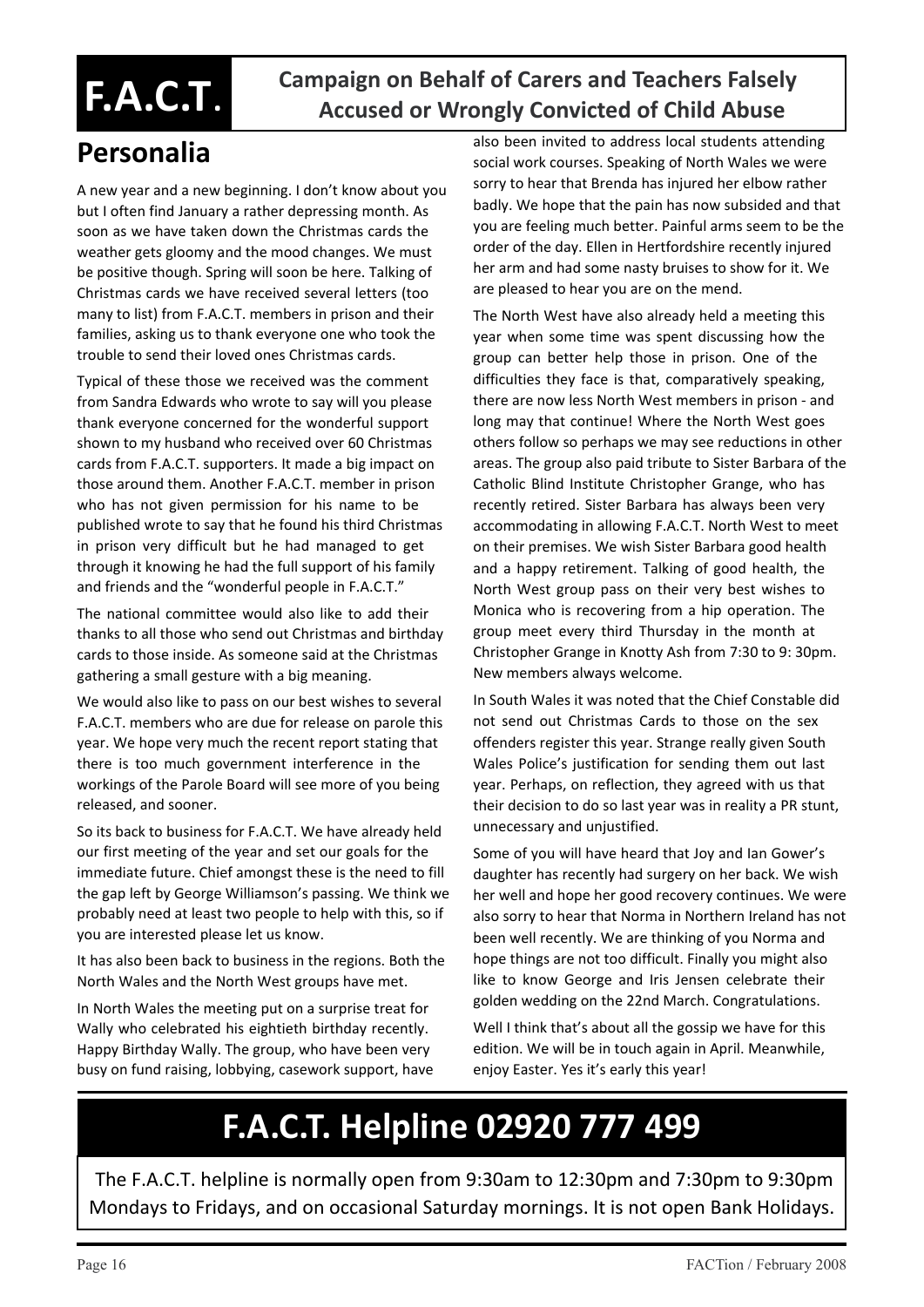# F.A.C.T.

## Campaign on Behalf of Carers and Teachers Falsely Accused or Wrongly Convicted of Child Abuse

## Personalia

A new year and a new beginning. I don't know about you but I often find January a rather depressing month. As soon as we have taken down the Christmas cards the weather gets gloomy and the mood changes. We must be positive though. Spring will soon be here. Talking of Christmas cards we have received several letters (too many to list) from F.A.C.T. members in prison and their families, asking us to thank everyone one who took the trouble to send their loved ones Christmas cards.

Typical of these those we received was the comment from Sandra Edwards who wrote to say will you please thank everyone concerned for the wonderful support shown to my husband who received over 60 Christmas cards from F.A.C.T. supporters. It made a big impact on those around them. Another F.A.C.T. member in prison who has not given permission for his name to be published wrote to say that he found his third Christmas in prison very difficult but he had managed to get through it knowing he had the full support of his family and friends and the "wonderful people in F.A.C.T."

The national committee would also like to add their thanks to all those who send out Christmas and birthday cards to those inside. As someone said at the Christmas gathering a small gesture with a big meaning.

We would also like to pass on our best wishes to several F.A.C.T. members who are due for release on parole this year. We hope very much the recent report stating that there is too much government interference in the workings of the Parole Board will see more of you being released, and sooner.

So its back to business for F.A.C.T. We have already held our first meeting of the year and set our goals for the immediate future. Chief amongst these is the need to fill the gap left by George Williamson's passing. We think we probably need at least two people to help with this, so if you are interested please let us know.

It has also been back to business in the regions. Both the North Wales and the North West groups have met.

In North Wales the meeting put on a surprise treat for Wally who celebrated his eightieth birthday recently. Happy Birthday Wally. The group, who have been very busy on fund raising, lobbying, casework support, have also been invited to address local students attending social work courses. Speaking of North Wales we were sorry to hear that Brenda has injured her elbow rather badly. We hope that the pain has now subsided and that you are feeling much better. Painful arms seem to be the order of the day. Ellen in Hertfordshire recently injured her arm and had some nasty bruises to show for it. We are pleased to hear you are on the mend.

The North West have also already held a meeting this year when some time was spent discussing how the group can better help those in prison. One of the difficulties they face is that, comparatively speaking, there are now less North West members in prison - and long may that continue! Where the North West goes others follow so perhaps we may see reductions in other areas. The group also paid tribute to Sister Barbara of the Catholic Blind Institute Christopher Grange, who has recently retired. Sister Barbara has always been very accommodating in allowing F.A.C.T. North West to meet on their premises. We wish Sister Barbara good health and a happy retirement. Talking of good health, the North West group pass on their very best wishes to Monica who is recovering from a hip operation. The group meet every third Thursday in the month at Christopher Grange in Knotty Ash from 7:30 to 9: 30pm. New members always welcome.

In South Wales it was noted that the Chief Constable did not send out Christmas Cards to those on the sex offenders register this year. Strange really given South Wales Police's justification for sending them out last year. Perhaps, on reflection, they agreed with us that their decision to do so last year was in reality a PR stunt, unnecessary and unjustified.

Some of you will have heard that Joy and Ian Gower's daughter has recently had surgery on her back. We wish her well and hope her good recovery continues. We were also sorry to hear that Norma in Northern Ireland has not been well recently. We are thinking of you Norma and hope things are not too difficult. Finally you might also like to know George and Iris Jensen celebrate their golden wedding on the 22nd March. Congratulations.

Well I think that's about all the gossip we have for this edition. We will be in touch again in April. Meanwhile, enjoy Easter. Yes it's early this year!

# F.A.C.T. Helpline 02920 777 499

The F.A.C.T. helpline is normally open from 9:30am to 12:30pm and 7:30pm to 9:30pm Mondays to Fridays, and on occasional Saturday mornings. It is not open Bank Holidays.